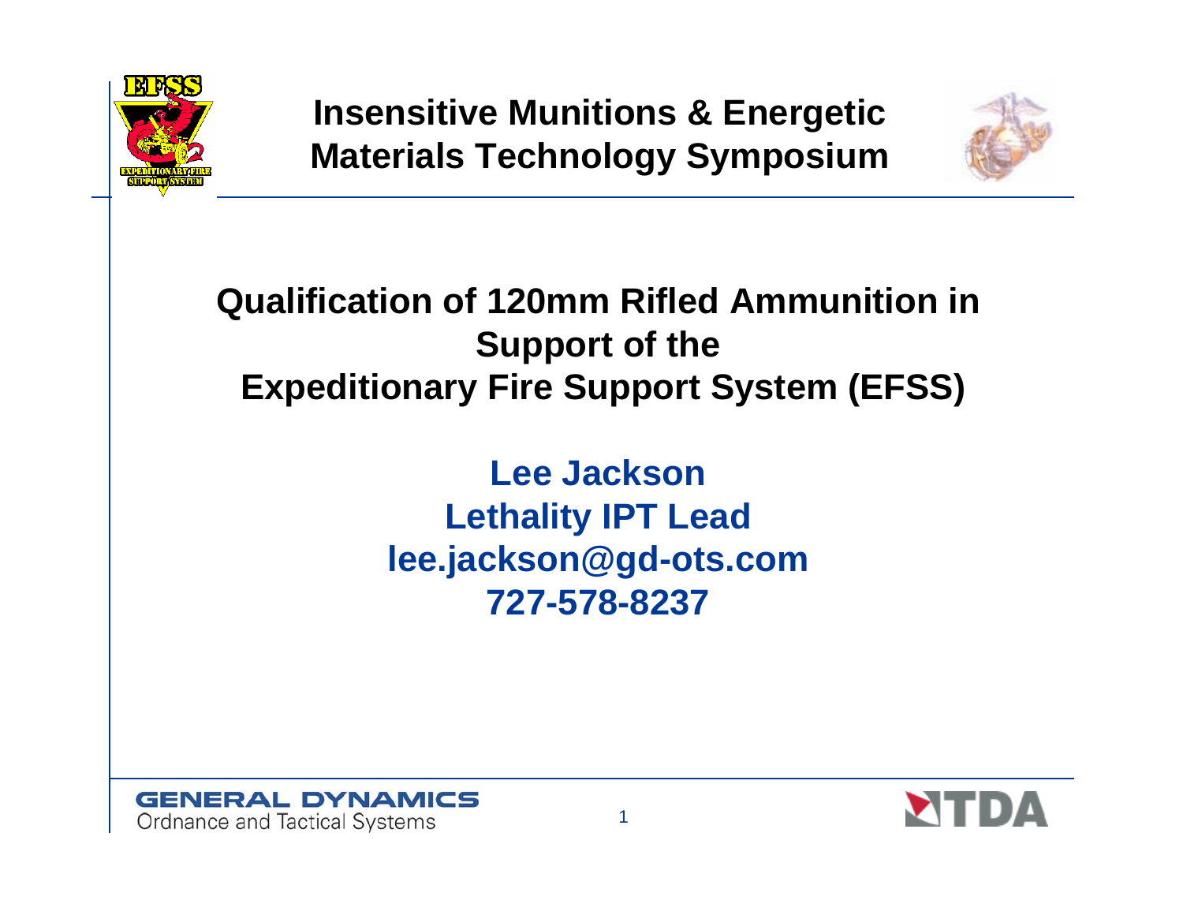# Insensitive Munitions & Energetic Materials Technology Symposium

## Qualification of 120mm Rifled Ammunition in Support of the Expeditionary Fire Support System (EFSS)

**Lee Jackson**
**Lethality IPT Lead**
**lee.jackson@gd-ots.com**
**727-578-8237**

GENERAL DYNAMICS
Ordnance and Tactical Systems

TDA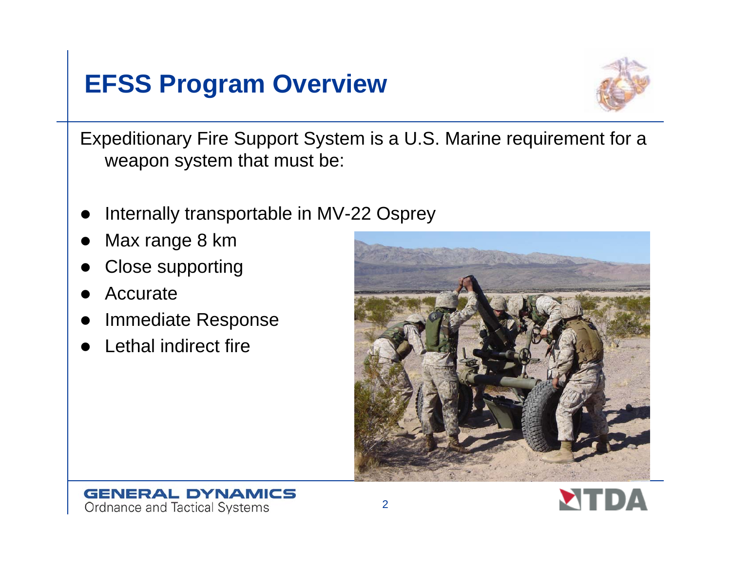# EFSS Program Overview

Expeditionary Fire Support System is a U.S. Marine requirement for a weapon system that must be:

- Internally transportable in MV-22 Osprey
- Max range 8 km
- Close supporting
- Accurate
- Immediate Response
- Lethal indirect fire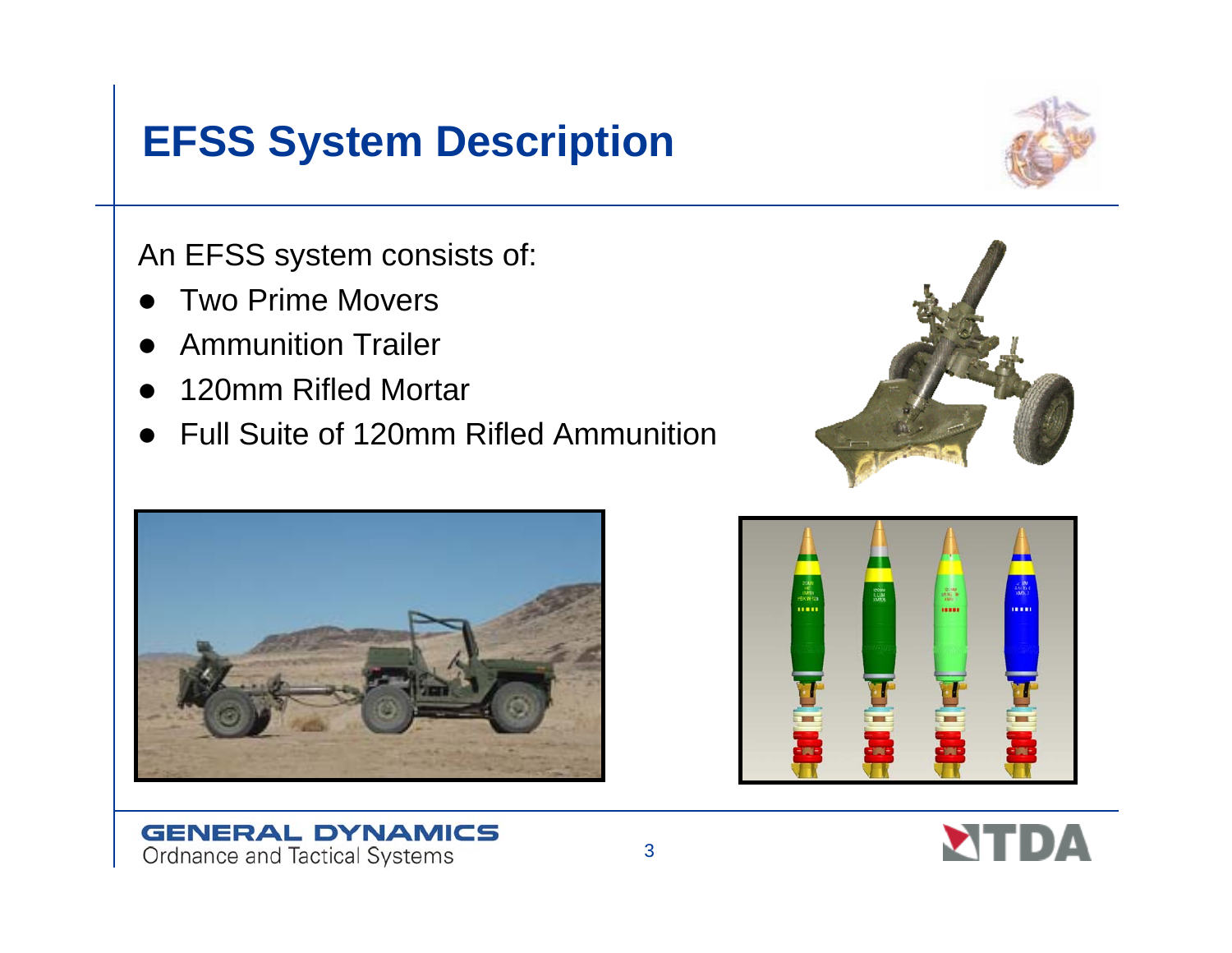# EFSS System Description

An EFSS system consists of:

- Two Prime Movers
- Ammunition Trailer
- 120mm Rifled Mortar
- Full Suite of 120mm Rifled Ammunition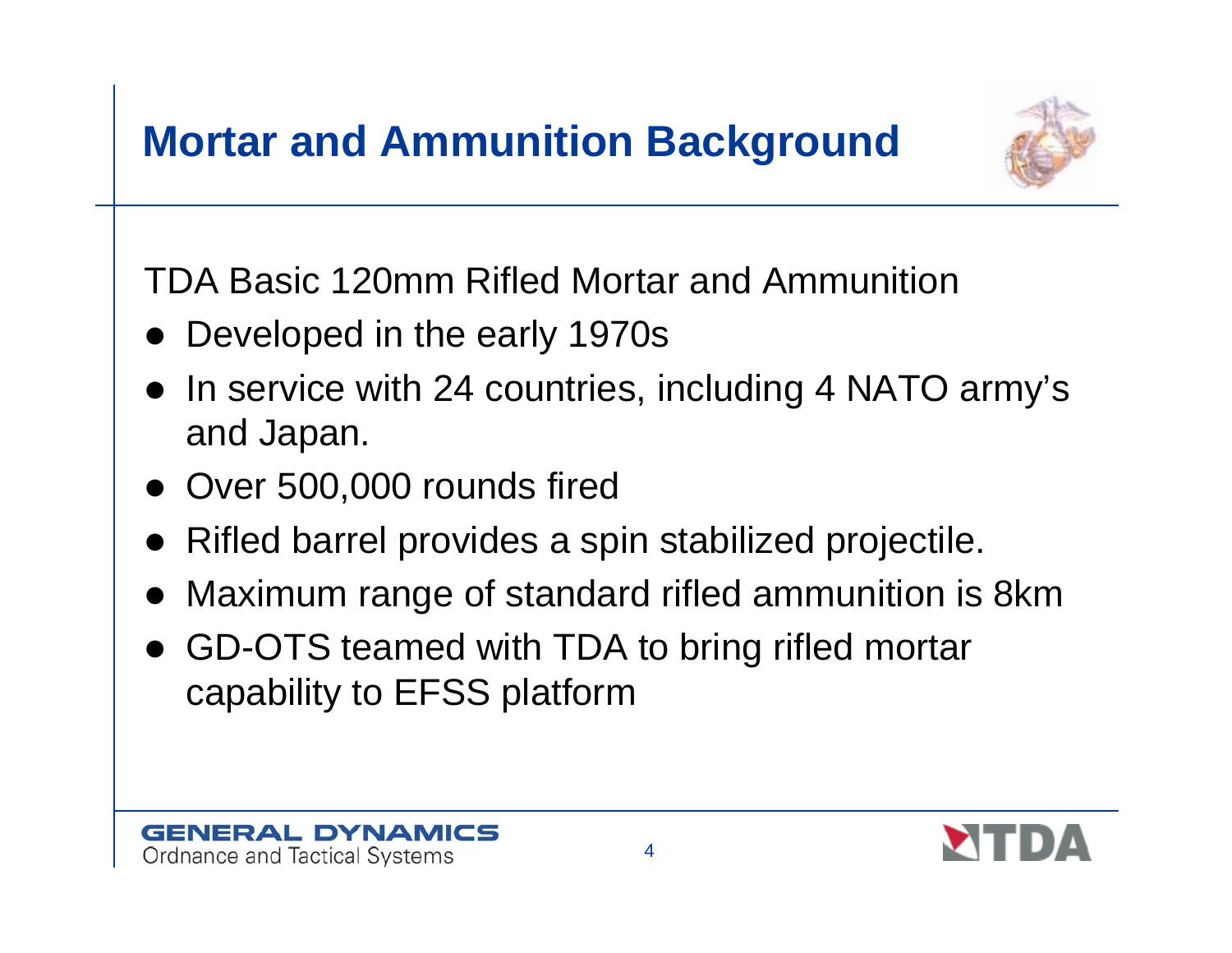# Mortar and Ammunition Background

TDA Basic 120mm Rifled Mortar and Ammunition

- Developed in the early 1970s
- In service with 24 countries, including 4 NATO army's and Japan.
- Over 500,000 rounds fired
- Rifled barrel provides a spin stabilized projectile.
- Maximum range of standard rifled ammunition is 8km
- GD-OTS teamed with TDA to bring rifled mortar capability to EFSS platform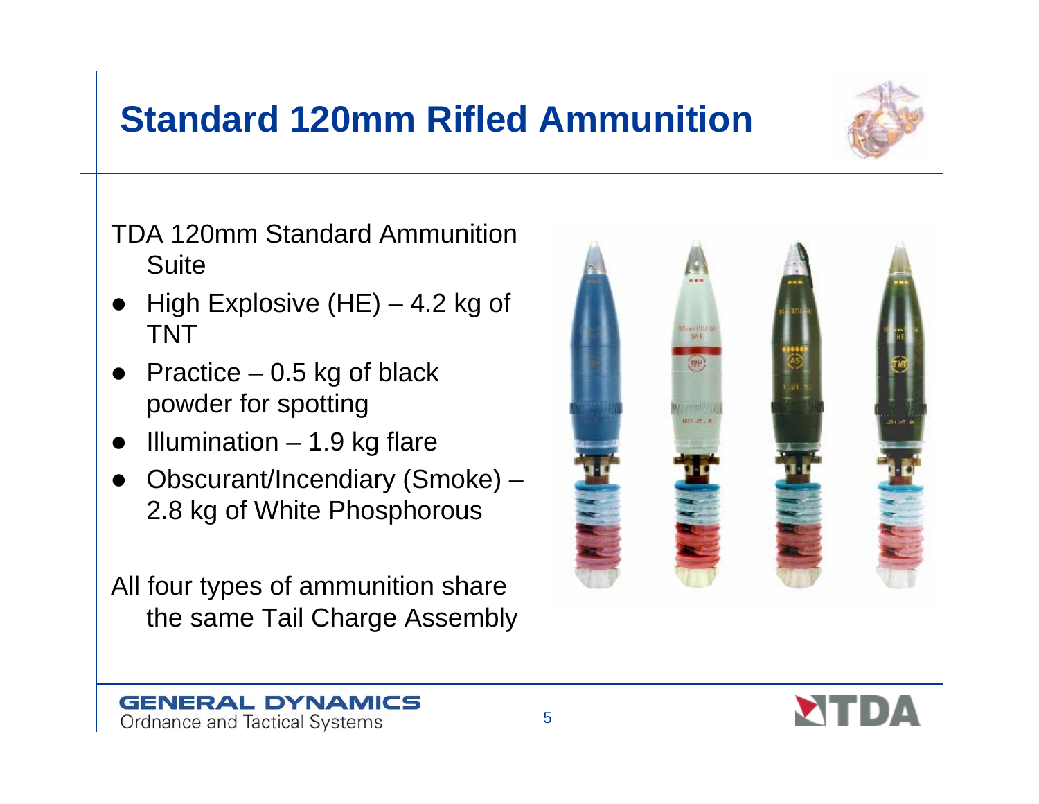# Standard 120mm Rifled Ammunition

TDA 120mm Standard Ammunition Suite

- High Explosive (HE) – 4.2 kg of TNT
- Practice – 0.5 kg of black powder for spotting
- Illumination – 1.9 kg flare
- Obscurant/Incendiary (Smoke) – 2.8 kg of White Phosphorous

All four types of ammunition share the same Tail Charge Assembly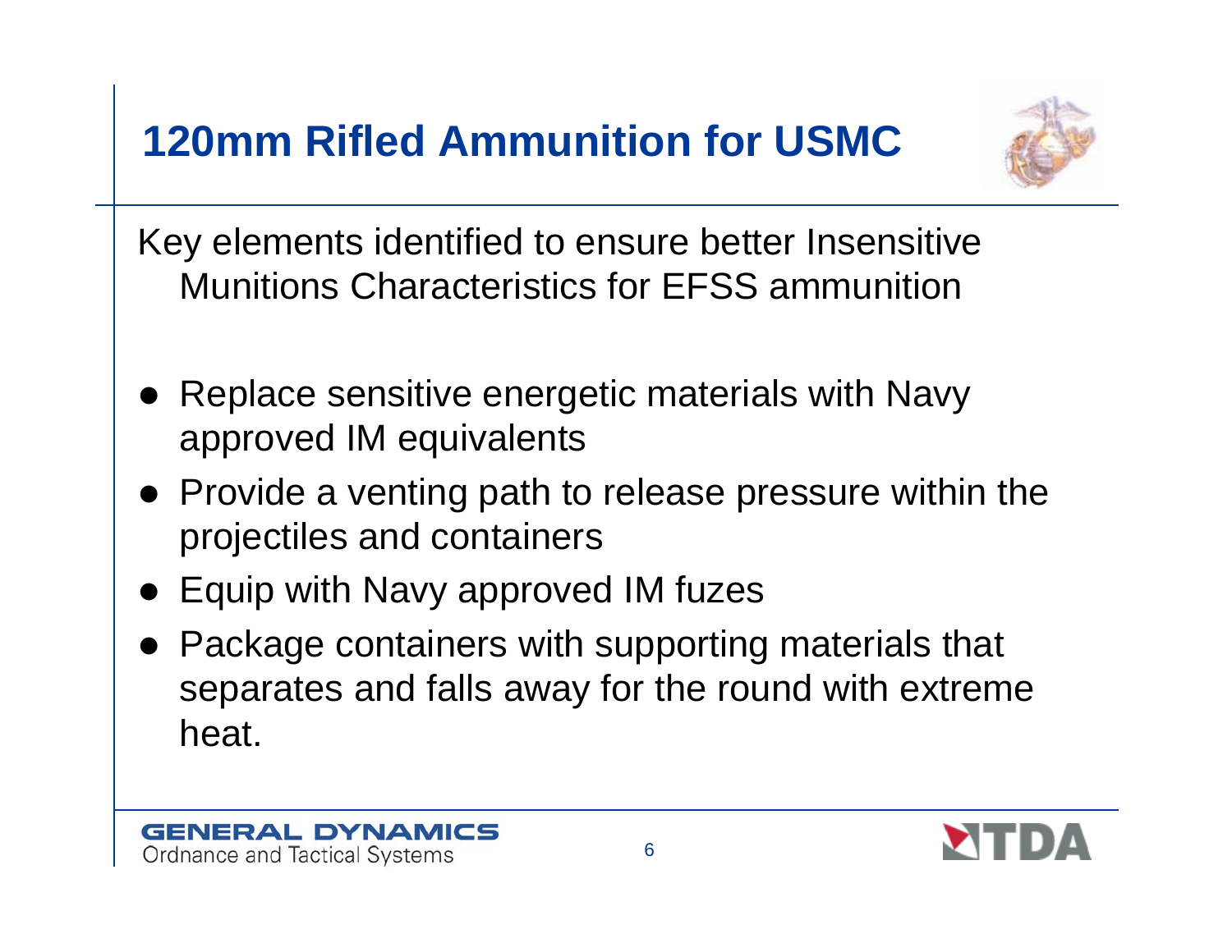# 120mm Rifled Ammunition for USMC

Key elements identified to ensure better Insensitive Munitions Characteristics for EFSS ammunition

- Replace sensitive energetic materials with Navy approved IM equivalents
- Provide a venting path to release pressure within the projectiles and containers
- Equip with Navy approved IM fuzes
- Package containers with supporting materials that separates and falls away for the round with extreme heat.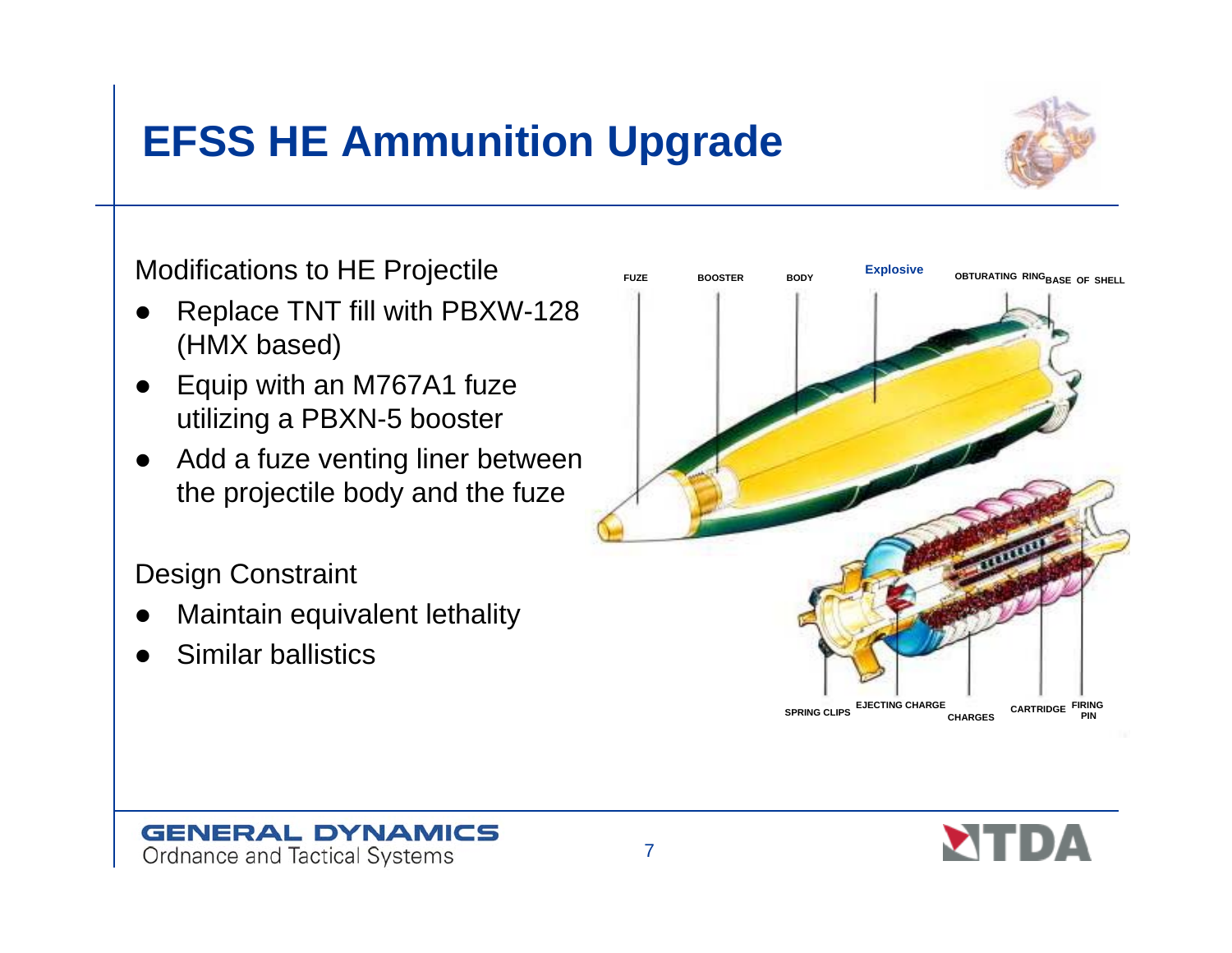# EFSS HE Ammunition Upgrade

Modifications to HE Projectile

- Replace TNT fill with PBXW-128 (HMX based)
- Equip with an M767A1 fuze utilizing a PBXN-5 booster
- Add a fuze venting liner between the projectile body and the fuze

Design Constraint

- Maintain equivalent lethality
- Similar ballistics

FUZE BOOSTER BODY Explosive OBTURATING RING BASE OF SHELL

SPRING CLIPS EJECTING CHARGE CHARGES CARTRIDGE FIRING PIN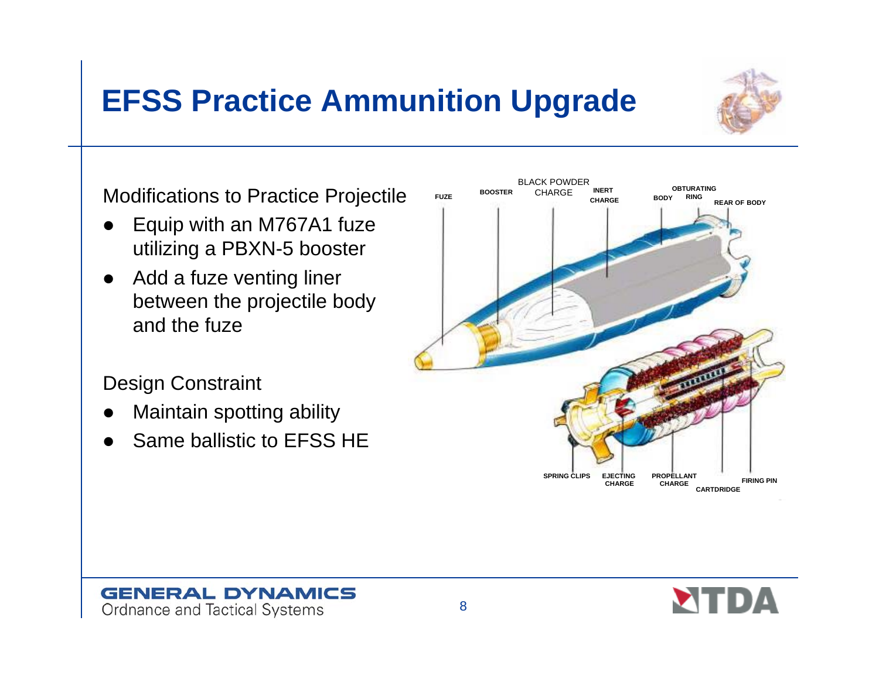# EFSS Practice Ammunition Upgrade

Modifications to Practice Projectile

- Equip with an M767A1 fuze utilizing a PBXN-5 booster
- Add a fuze venting liner between the projectile body and the fuze

Design Constraint

- Maintain spotting ability
- Same ballistic to EFSS HE

FUZE BOOSTER BLACK POWDER CHARGE INERT CHARGE BODY OBTURATING RING REAR OF BODY

SPRING CLIPS EJECTING CHARGE PROPELLANT CHARGE CARTDRIDGE FIRING PIN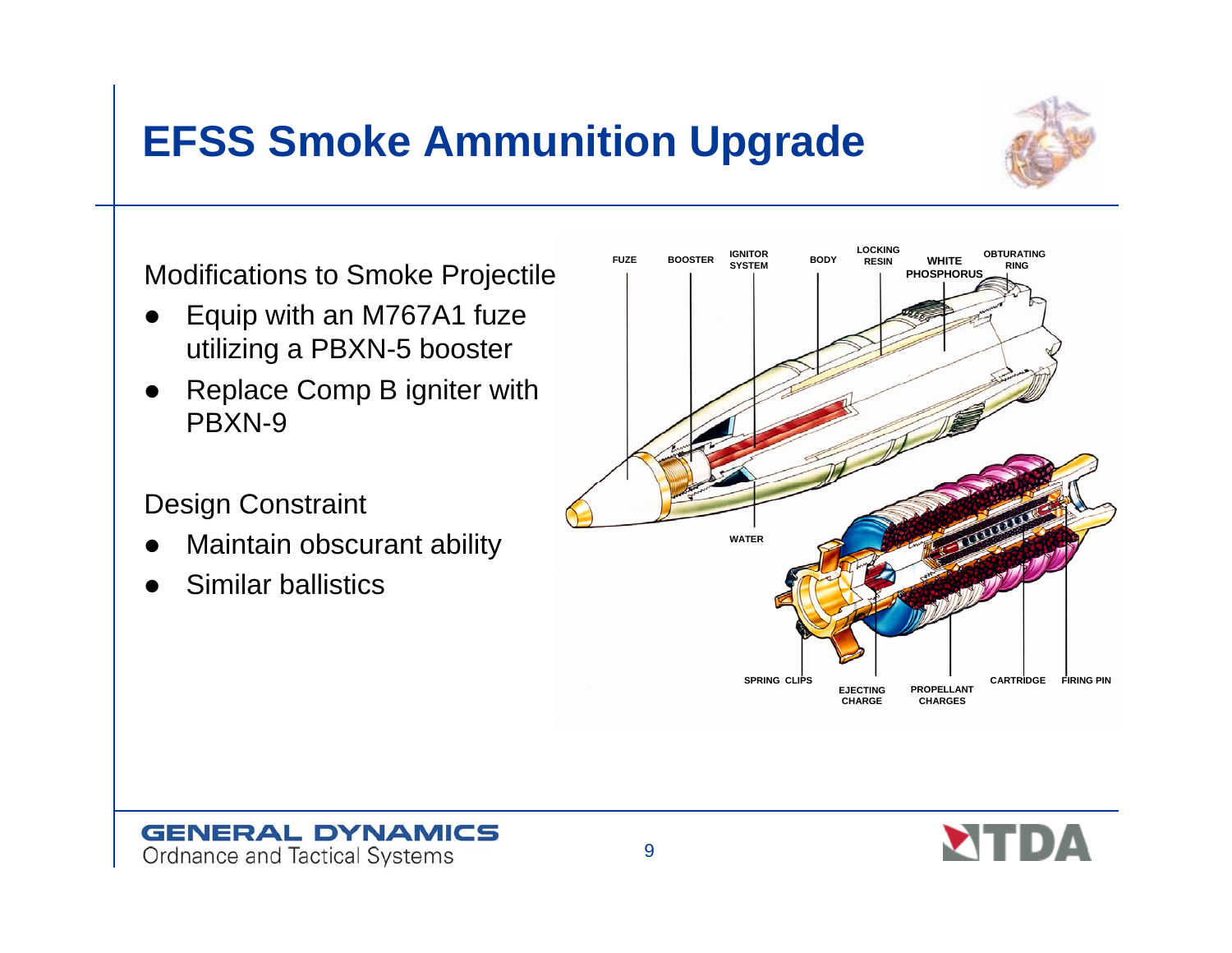# EFSS Smoke Ammunition Upgrade

Modifications to Smoke Projectile

- Equip with an M767A1 fuze utilizing a PBXN-5 booster
- Replace Comp B igniter with PBXN-9

Design Constraint

- Maintain obscurant ability
- Similar ballistics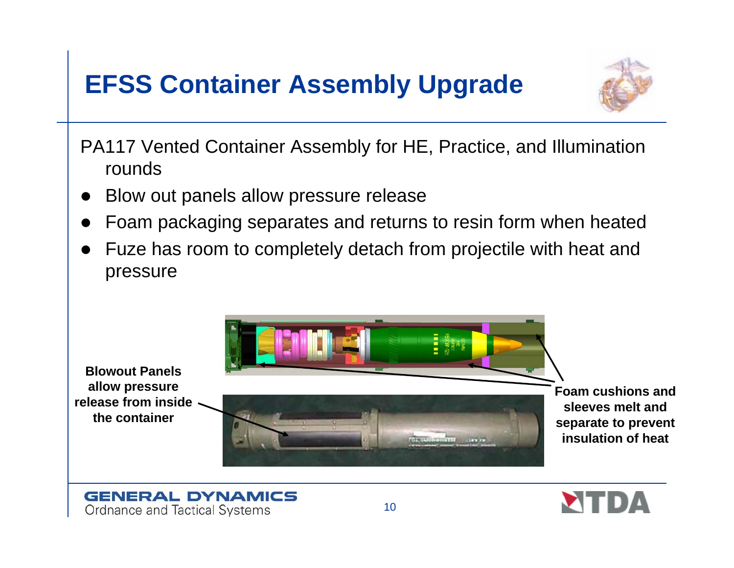# EFSS Container Assembly Upgrade

PA117 Vented Container Assembly for HE, Practice, and Illumination rounds

- Blow out panels allow pressure release
- Foam packaging separates and returns to resin form when heated
- Fuze has room to completely detach from projectile with heat and pressure

**Blowout Panels allow pressure release from inside the container**

**Foam cushions and sleeves melt and separate to prevent insulation of heat**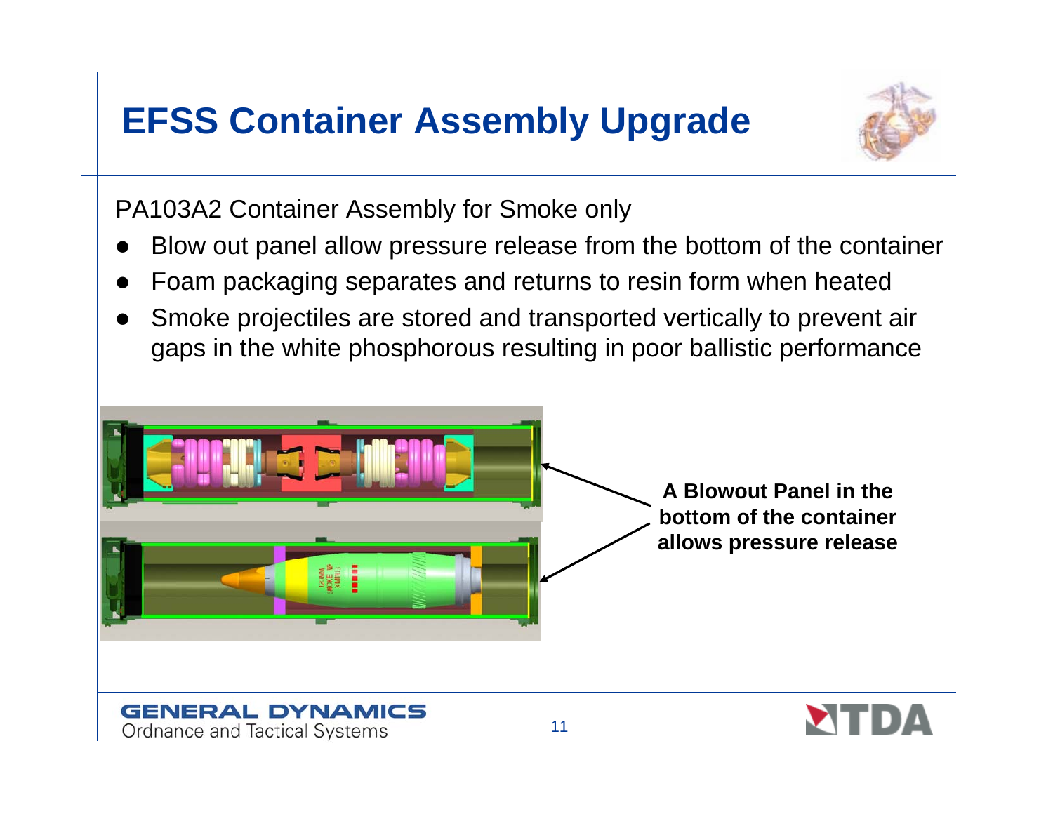# EFSS Container Assembly Upgrade

PA103A2 Container Assembly for Smoke only

- Blow out panel allow pressure release from the bottom of the container
- Foam packaging separates and returns to resin form when heated
- Smoke projectiles are stored and transported vertically to prevent air gaps in the white phosphorous resulting in poor ballistic performance

**A Blowout Panel in the bottom of the container allows pressure release**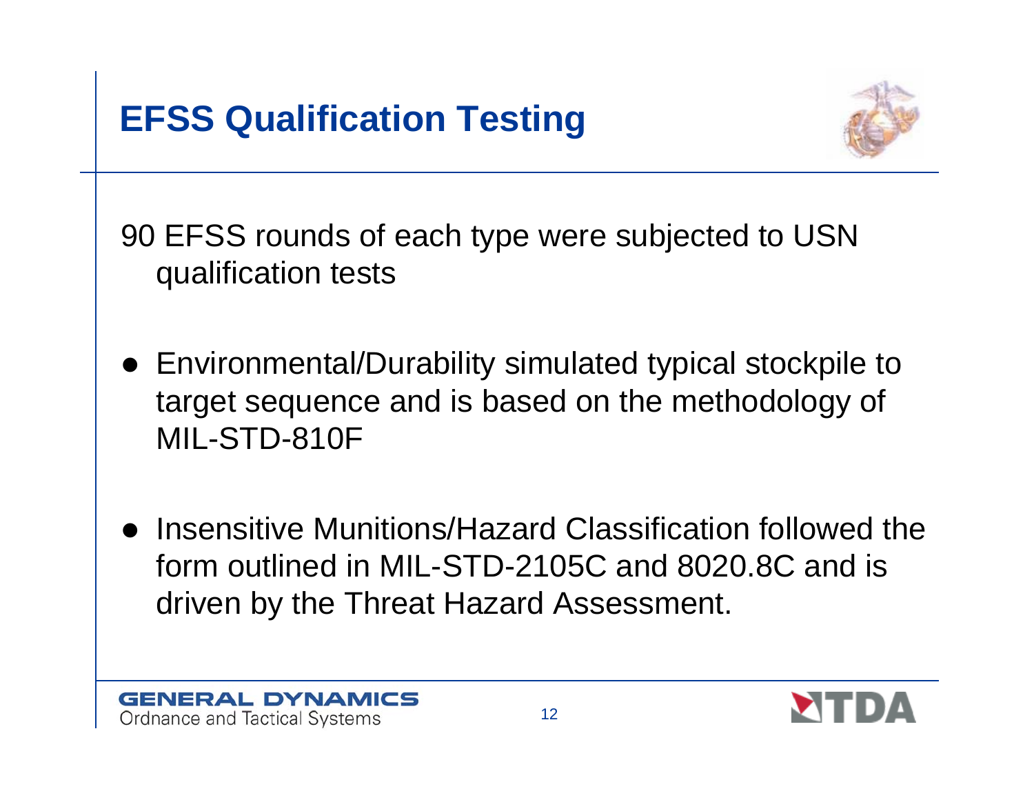# EFSS Qualification Testing

90 EFSS rounds of each type were subjected to USN qualification tests

- Environmental/Durability simulated typical stockpile to target sequence and is based on the methodology of MIL-STD-810F
- Insensitive Munitions/Hazard Classification followed the form outlined in MIL-STD-2105C and 8020.8C and is driven by the Threat Hazard Assessment.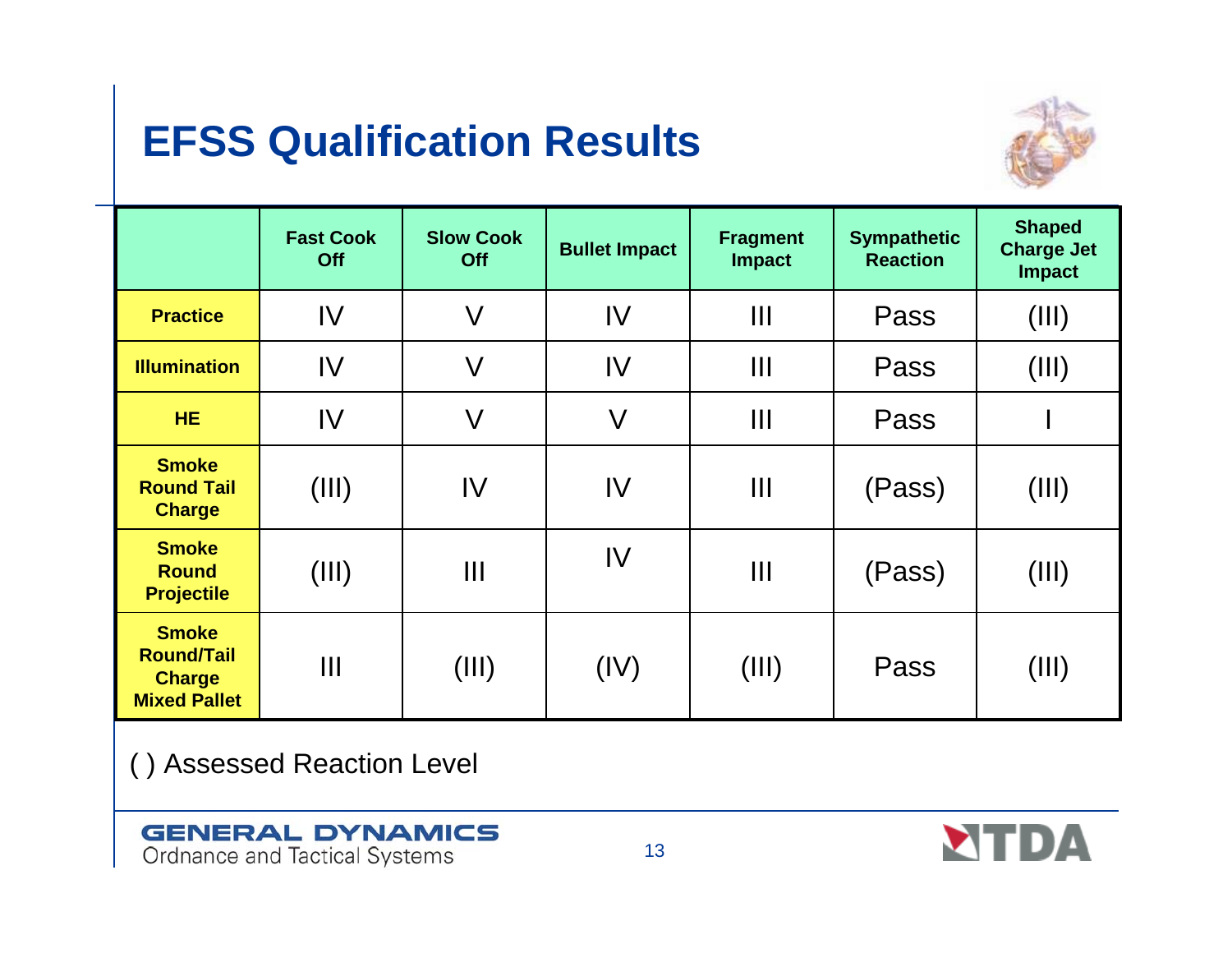# EFSS Qualification Results

| | Fast Cook Off | Slow Cook Off | Bullet Impact | Fragment Impact | Sympathetic Reaction | Shaped Charge Jet Impact |
|---|---|---|---|---|---|---|
| **Practice** | IV | V | IV | III | Pass | (III) |
| **Illumination** | IV | V | IV | III | Pass | (III) |
| **HE** | IV | V | V | III | Pass | I |
| **Smoke Round Tail Charge** | (III) | IV | IV | III | (Pass) | (III) |
| **Smoke Round Projectile** | (III) | III | IV | III | (Pass) | (III) |
| **Smoke Round/Tail Charge Mixed Pallet** | III | (III) | (IV) | (III) | Pass | (III) |

( ) Assessed Reaction Level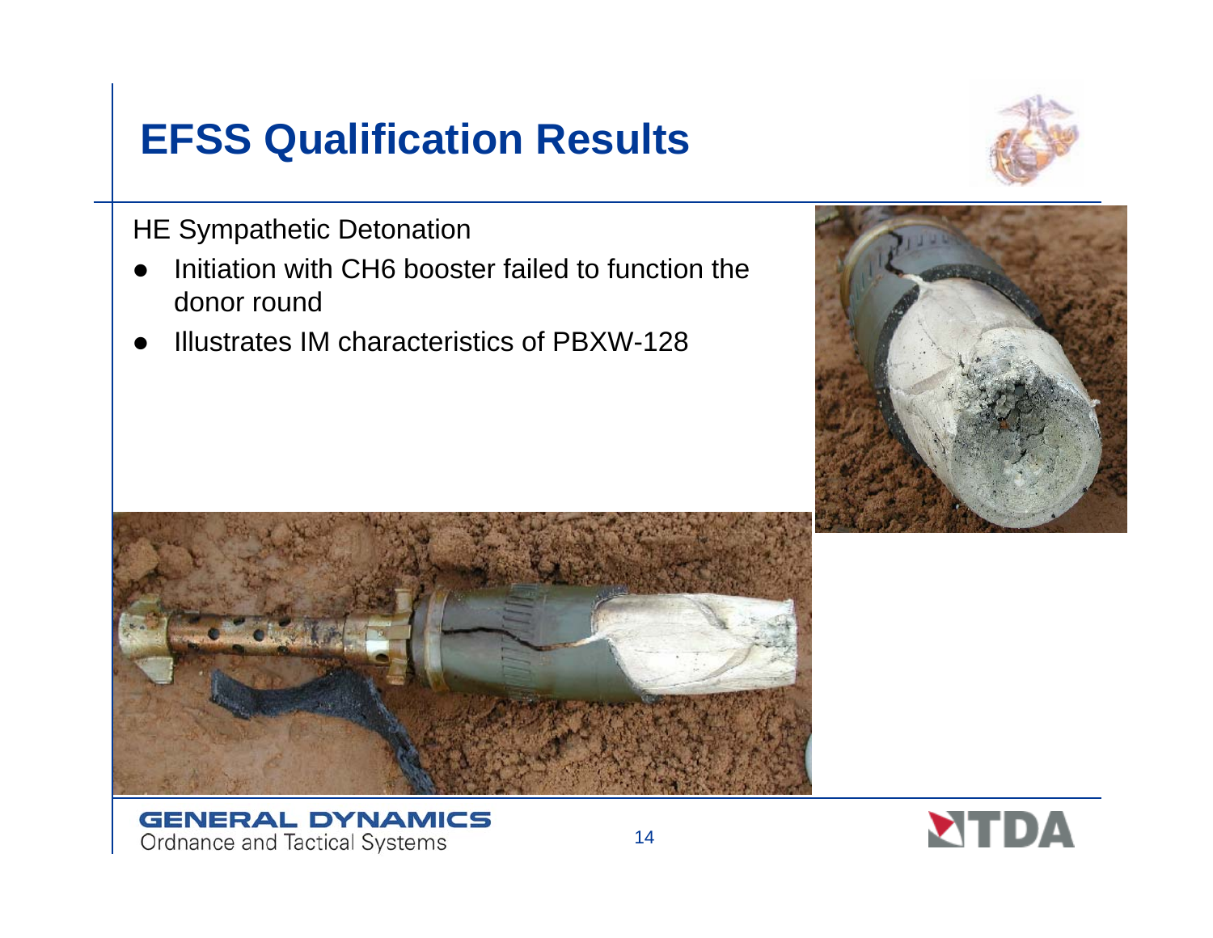# EFSS Qualification Results

HE Sympathetic Detonation

- Initiation with CH6 booster failed to function the donor round
- Illustrates IM characteristics of PBXW-128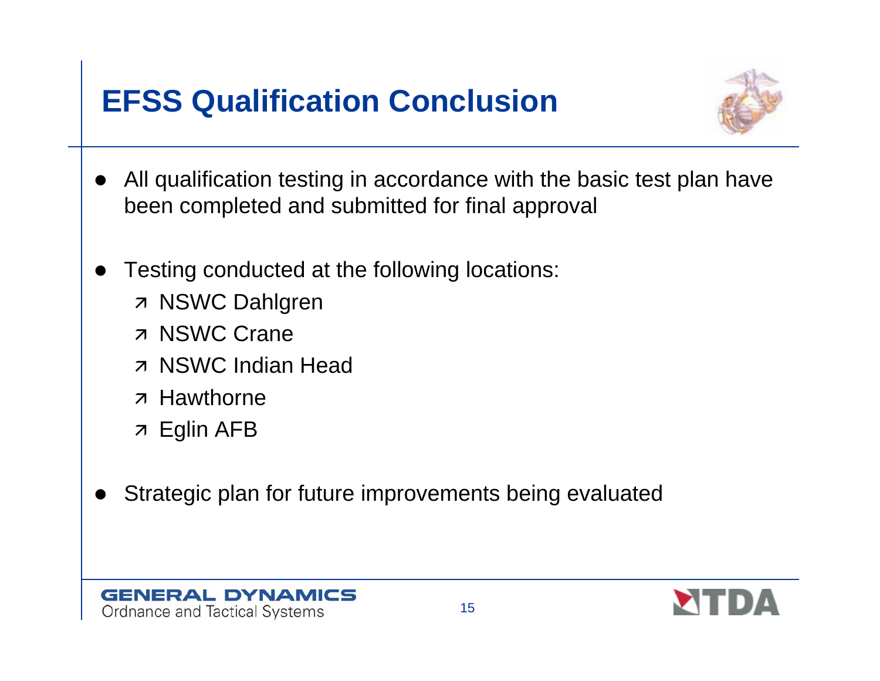# EFSS Qualification Conclusion

- All qualification testing in accordance with the basic test plan have been completed and submitted for final approval
- Testing conducted at the following locations:
  - NSWC Dahlgren
  - NSWC Crane
  - NSWC Indian Head
  - Hawthorne
  - Eglin AFB
- Strategic plan for future improvements being evaluated